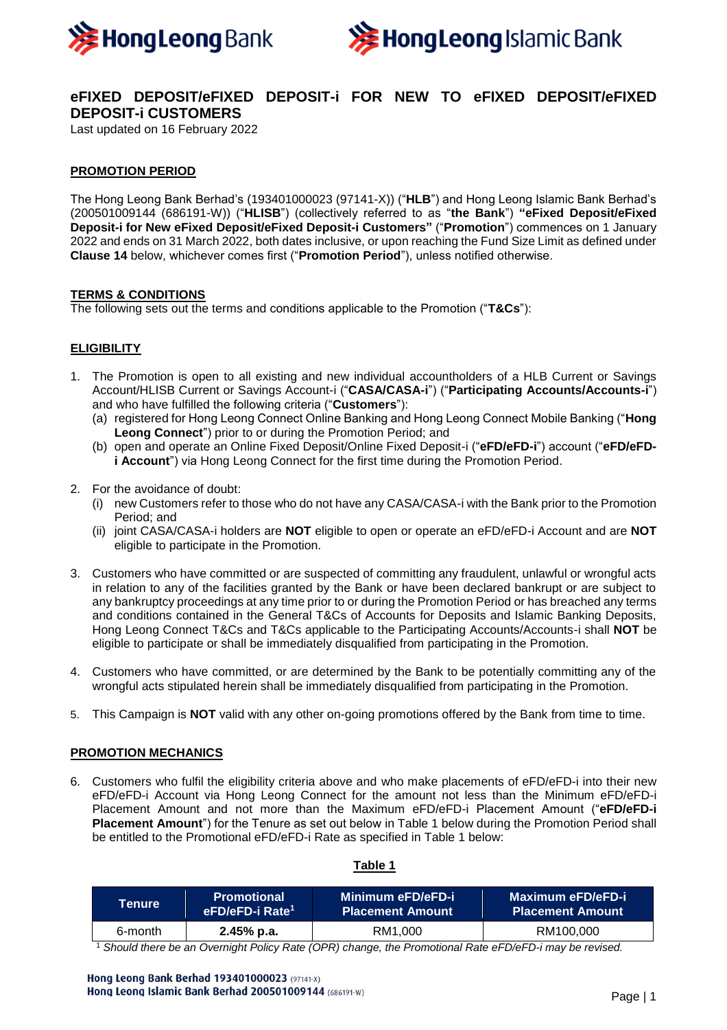# eFIXED DEPOSIT/eFIXED DEPOSIT-i FOR NEW TO eFIXED DEPOSIT/eFIXED DEPOSIT-i CUSTOMERS

Last updated on 16 February 2022

## PROMOTION PERIOD

The Hong Leong Bank Berhad's (193401000023 (97141-X)) ("**HLB**") and Hong Leong Islamic Bank Berhad's (200501009144 (686191-W)) ("**HLISB**") (collectively referred to as "**the Bank**") **"eFixed Deposit/eFixed Deposit-i for New eFixed Deposit/eFixed Deposit-i Customers"** ("**Promotion**") commences on 1 January 2022 and ends on 31 March 2022, both dates inclusive, or upon reaching the Fund Size Limit as defined under **Clause 14** below, whichever comes first ("**Promotion Period**"), unless notified otherwise.

## TERMS & CONDITIONS

The following sets out the terms and conditions applicable to the Promotion ("**T&Cs**"):

## ELIGIBILITY

1. The Promotion is open to all existing and new individual accountholders of a HLB Current or Savings Account/HLISB Current or Savings Account-i ("**CASA/CASA-i**") ("**Participating Accounts/Accounts-i**") and who have fulfilled the following criteria ("**Customers**"):
   (a) registered for Hong Leong Connect Online Banking and Hong Leong Connect Mobile Banking ("**Hong Leong Connect**") prior to or during the Promotion Period; and
   (b) open and operate an Online Fixed Deposit/Online Fixed Deposit-i ("**eFD/eFD-i**") account ("**eFD/eFD-i Account**") via Hong Leong Connect for the first time during the Promotion Period.

2. For the avoidance of doubt:
   (i) new Customers refer to those who do not have any CASA/CASA-i with the Bank prior to the Promotion Period; and
   (ii) joint CASA/CASA-i holders are **NOT** eligible to open or operate an eFD/eFD-i Account and are **NOT** eligible to participate in the Promotion.

3. Customers who have committed or are suspected of committing any fraudulent, unlawful or wrongful acts in relation to any of the facilities granted by the Bank or have been declared bankrupt or are subject to any bankruptcy proceedings at any time prior to or during the Promotion Period or has breached any terms and conditions contained in the General T&Cs of Accounts for Deposits and Islamic Banking Deposits, Hong Leong Connect T&Cs and T&Cs applicable to the Participating Accounts/Accounts-i shall **NOT** be eligible to participate or shall be immediately disqualified from participating in the Promotion.

4. Customers who have committed, or are determined by the Bank to be potentially committing any of the wrongful acts stipulated herein shall be immediately disqualified from participating in the Promotion.

5. This Campaign is **NOT** valid with any other on-going promotions offered by the Bank from time to time.

## PROMOTION MECHANICS

6. Customers who fulfil the eligibility criteria above and who make placements of eFD/eFD-i into their new eFD/eFD-i Account via Hong Leong Connect for the amount not less than the Minimum eFD/eFD-i Placement Amount and not more than the Maximum eFD/eFD-i Placement Amount ("**eFD/eFD-i Placement Amount**") for the Tenure as set out below in Table 1 below during the Promotion Period shall be entitled to the Promotional eFD/eFD-i Rate as specified in Table 1 below:

**Table 1**

| Tenure | Promotional eFD/eFD-i Rate[1] | Minimum eFD/eFD-i Placement Amount | Maximum eFD/eFD-i Placement Amount |
|---|---|---|---|
| 6-month | **2.45% p.a.** | RM1,000 | RM100,000 |

[1] *Should there be an Overnight Policy Rate (OPR) change, the Promotional Rate eFD/eFD-i may be revised.*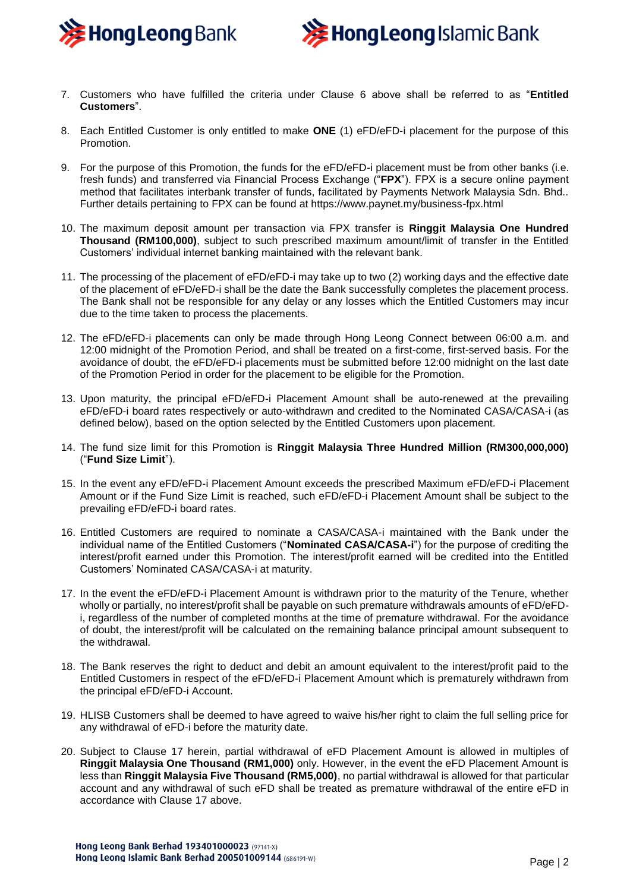7. Customers who have fulfilled the criteria under Clause 6 above shall be referred to as "**Entitled Customers**".

8. Each Entitled Customer is only entitled to make **ONE** (1) eFD/eFD-i placement for the purpose of this Promotion.

9. For the purpose of this Promotion, the funds for the eFD/eFD-i placement must be from other banks (i.e. fresh funds) and transferred via Financial Process Exchange ("**FPX**"). FPX is a secure online payment method that facilitates interbank transfer of funds, facilitated by Payments Network Malaysia Sdn. Bhd.. Further details pertaining to FPX can be found at https://www.paynet.my/business-fpx.html

10. The maximum deposit amount per transaction via FPX transfer is **Ringgit Malaysia One Hundred Thousand (RM100,000)**, subject to such prescribed maximum amount/limit of transfer in the Entitled Customers' individual internet banking maintained with the relevant bank.

11. The processing of the placement of eFD/eFD-i may take up to two (2) working days and the effective date of the placement of eFD/eFD-i shall be the date the Bank successfully completes the placement process. The Bank shall not be responsible for any delay or any losses which the Entitled Customers may incur due to the time taken to process the placements.

12. The eFD/eFD-i placements can only be made through Hong Leong Connect between 06:00 a.m. and 12:00 midnight of the Promotion Period, and shall be treated on a first-come, first-served basis. For the avoidance of doubt, the eFD/eFD-i placements must be submitted before 12:00 midnight on the last date of the Promotion Period in order for the placement to be eligible for the Promotion.

13. Upon maturity, the principal eFD/eFD-i Placement Amount shall be auto-renewed at the prevailing eFD/eFD-i board rates respectively or auto-withdrawn and credited to the Nominated CASA/CASA-i (as defined below), based on the option selected by the Entitled Customers upon placement.

14. The fund size limit for this Promotion is **Ringgit Malaysia Three Hundred Million (RM300,000,000)** ("**Fund Size Limit**").

15. In the event any eFD/eFD-i Placement Amount exceeds the prescribed Maximum eFD/eFD-i Placement Amount or if the Fund Size Limit is reached, such eFD/eFD-i Placement Amount shall be subject to the prevailing eFD/eFD-i board rates.

16. Entitled Customers are required to nominate a CASA/CASA-i maintained with the Bank under the individual name of the Entitled Customers ("**Nominated CASA/CASA-i**") for the purpose of crediting the interest/profit earned under this Promotion. The interest/profit earned will be credited into the Entitled Customers' Nominated CASA/CASA-i at maturity.

17. In the event the eFD/eFD-i Placement Amount is withdrawn prior to the maturity of the Tenure, whether wholly or partially, no interest/profit shall be payable on such premature withdrawals amounts of eFD/eFD-i, regardless of the number of completed months at the time of premature withdrawal. For the avoidance of doubt, the interest/profit will be calculated on the remaining balance principal amount subsequent to the withdrawal.

18. The Bank reserves the right to deduct and debit an amount equivalent to the interest/profit paid to the Entitled Customers in respect of the eFD/eFD-i Placement Amount which is prematurely withdrawn from the principal eFD/eFD-i Account.

19. HLISB Customers shall be deemed to have agreed to waive his/her right to claim the full selling price for any withdrawal of eFD-i before the maturity date.

20. Subject to Clause 17 herein, partial withdrawal of eFD Placement Amount is allowed in multiples of **Ringgit Malaysia One Thousand (RM1,000)** only. However, in the event the eFD Placement Amount is less than **Ringgit Malaysia Five Thousand (RM5,000)**, no partial withdrawal is allowed for that particular account and any withdrawal of such eFD shall be treated as premature withdrawal of the entire eFD in accordance with Clause 17 above.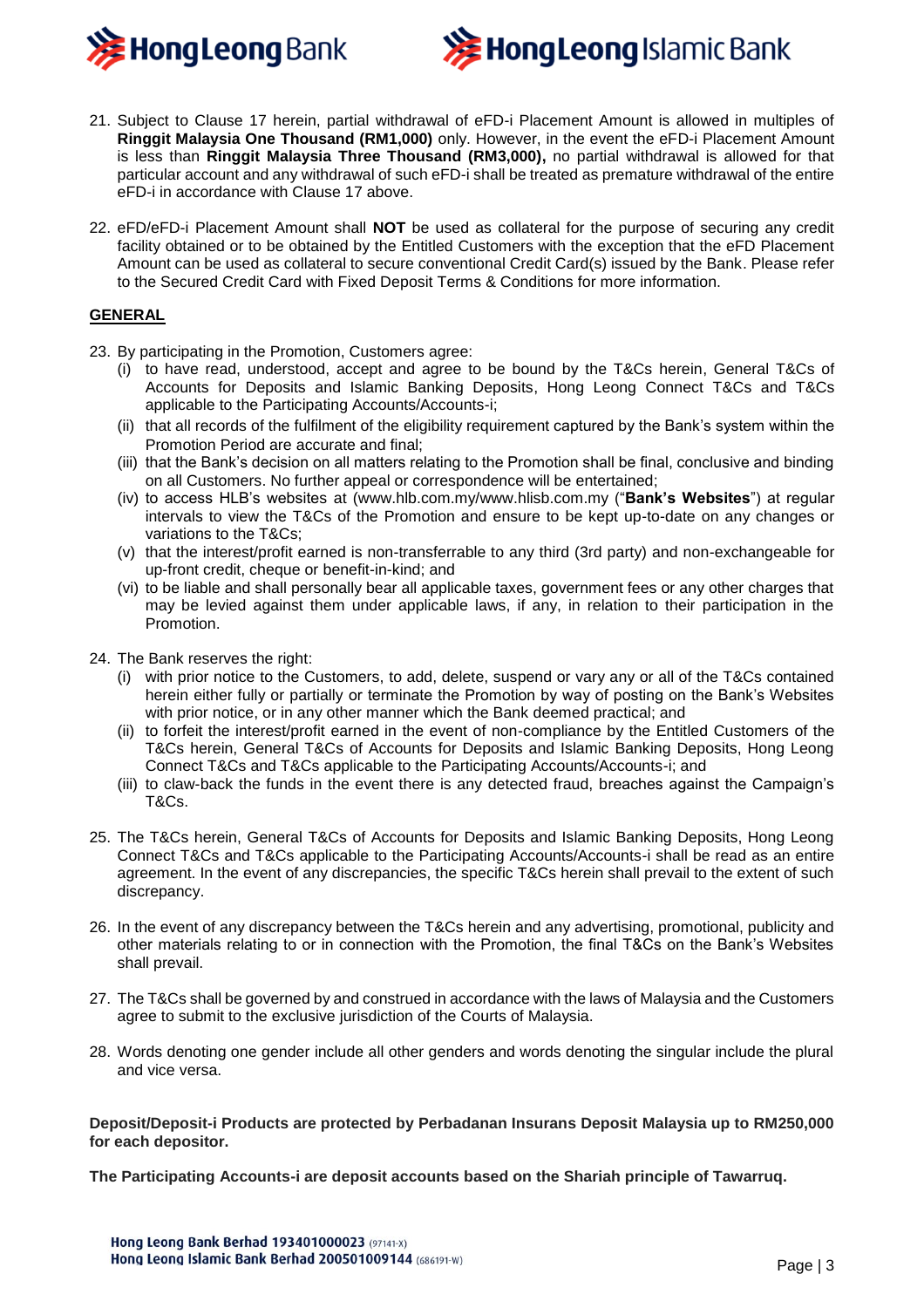21. Subject to Clause 17 herein, partial withdrawal of eFD-i Placement Amount is allowed in multiples of **Ringgit Malaysia One Thousand (RM1,000)** only. However, in the event the eFD-i Placement Amount is less than **Ringgit Malaysia Three Thousand (RM3,000),** no partial withdrawal is allowed for that particular account and any withdrawal of such eFD-i shall be treated as premature withdrawal of the entire eFD-i in accordance with Clause 17 above.

22. eFD/eFD-i Placement Amount shall **NOT** be used as collateral for the purpose of securing any credit facility obtained or to be obtained by the Entitled Customers with the exception that the eFD Placement Amount can be used as collateral to secure conventional Credit Card(s) issued by the Bank. Please refer to the Secured Credit Card with Fixed Deposit Terms & Conditions for more information.

## GENERAL

23. By participating in the Promotion, Customers agree:
    (i) to have read, understood, accept and agree to be bound by the T&Cs herein, General T&Cs of Accounts for Deposits and Islamic Banking Deposits, Hong Leong Connect T&Cs and T&Cs applicable to the Participating Accounts/Accounts-i;
    (ii) that all records of the fulfilment of the eligibility requirement captured by the Bank's system within the Promotion Period are accurate and final;
    (iii) that the Bank's decision on all matters relating to the Promotion shall be final, conclusive and binding on all Customers. No further appeal or correspondence will be entertained;
    (iv) to access HLB's websites at (www.hlb.com.my/www.hlisb.com.my ("**Bank's Websites**") at regular intervals to view the T&Cs of the Promotion and ensure to be kept up-to-date on any changes or variations to the T&Cs;
    (v) that the interest/profit earned is non-transferrable to any third (3rd party) and non-exchangeable for up-front credit, cheque or benefit-in-kind; and
    (vi) to be liable and shall personally bear all applicable taxes, government fees or any other charges that may be levied against them under applicable laws, if any, in relation to their participation in the Promotion.

24. The Bank reserves the right:
    (i) with prior notice to the Customers, to add, delete, suspend or vary any or all of the T&Cs contained herein either fully or partially or terminate the Promotion by way of posting on the Bank's Websites with prior notice, or in any other manner which the Bank deemed practical; and
    (ii) to forfeit the interest/profit earned in the event of non-compliance by the Entitled Customers of the T&Cs herein, General T&Cs of Accounts for Deposits and Islamic Banking Deposits, Hong Leong Connect T&Cs and T&Cs applicable to the Participating Accounts/Accounts-i; and
    (iii) to claw-back the funds in the event there is any detected fraud, breaches against the Campaign's T&Cs.

25. The T&Cs herein, General T&Cs of Accounts for Deposits and Islamic Banking Deposits, Hong Leong Connect T&Cs and T&Cs applicable to the Participating Accounts/Accounts-i shall be read as an entire agreement. In the event of any discrepancies, the specific T&Cs herein shall prevail to the extent of such discrepancy.

26. In the event of any discrepancy between the T&Cs herein and any advertising, promotional, publicity and other materials relating to or in connection with the Promotion, the final T&Cs on the Bank's Websites shall prevail.

27. The T&Cs shall be governed by and construed in accordance with the laws of Malaysia and the Customers agree to submit to the exclusive jurisdiction of the Courts of Malaysia.

28. Words denoting one gender include all other genders and words denoting the singular include the plural and vice versa.

**Deposit/Deposit-i Products are protected by Perbadanan Insurans Deposit Malaysia up to RM250,000 for each depositor.**

**The Participating Accounts-i are deposit accounts based on the Shariah principle of Tawarruq.**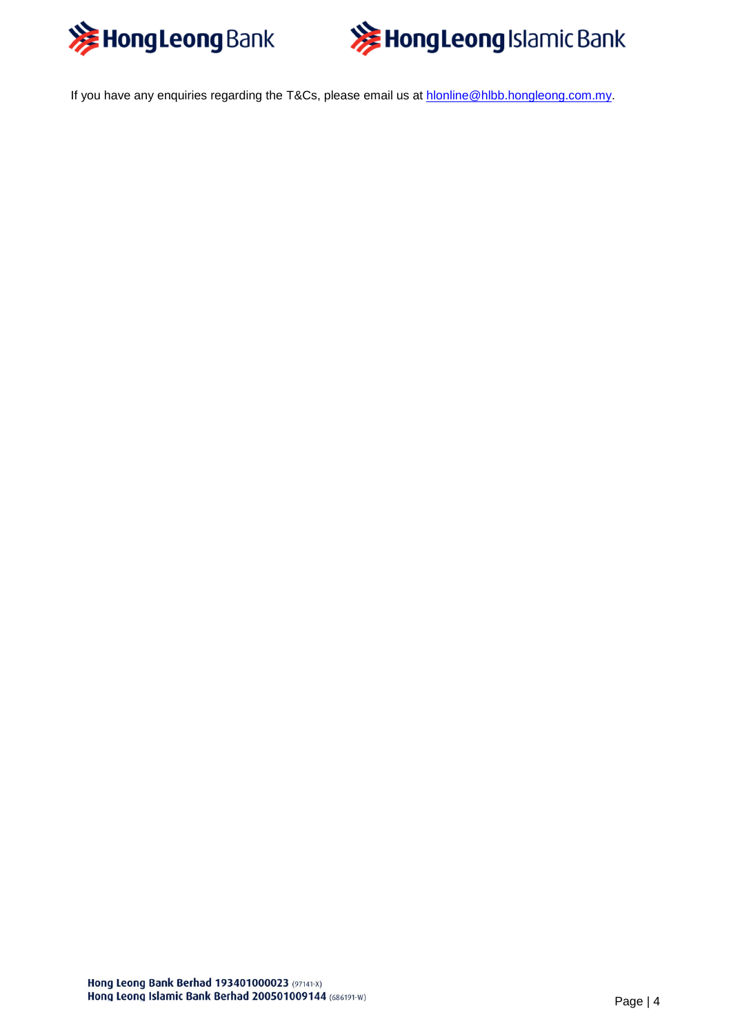If you have any enquiries regarding the T&Cs, please email us at hlonline@hlbb.hongleong.com.my.